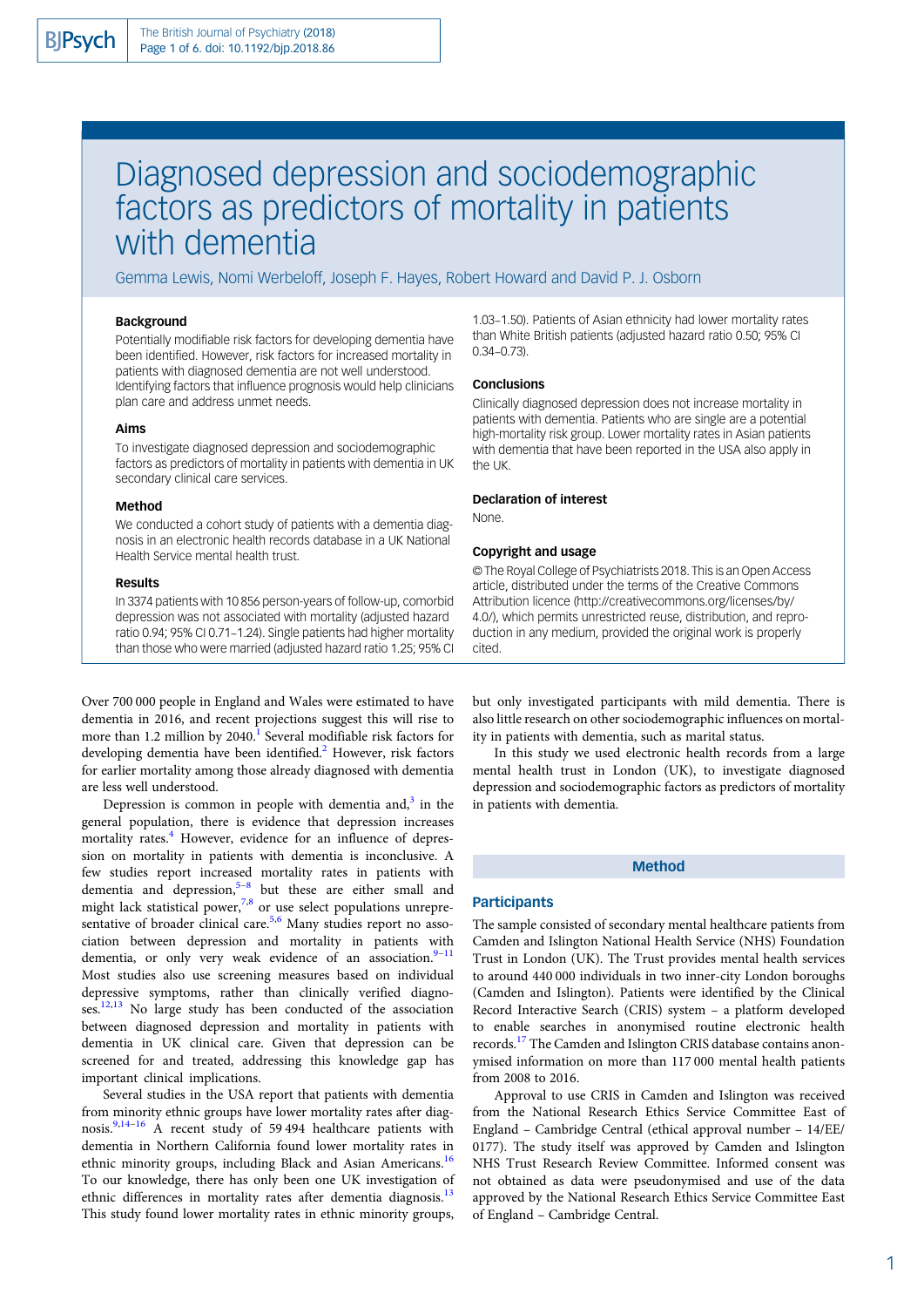# Diagnosed depression and sociodemographic factors as predictors of mortality in patients with dementia

Gemma Lewis, Nomi Werbeloff, Joseph F. Hayes, Robert Howard and David P. J. Osborn

### Background

Potentially modifiable risk factors for developing dementia have been identified. However, risk factors for increased mortality in patients with diagnosed dementia are not well understood. Identifying factors that influence prognosis would help clinicians plan care and address unmet needs.

### Aims

To investigate diagnosed depression and sociodemographic factors as predictors of mortality in patients with dementia in UK secondary clinical care services.

### Method

We conducted a cohort study of patients with a dementia diagnosis in an electronic health records database in a UK National Health Service mental health trust.

### Results

In 3374 patients with 10 856 person-years of follow-up, comorbid depression was not associated with mortality (adjusted hazard ratio 0.94; 95% CI 0.71–1.24). Single patients had higher mortality than those who were married (adjusted hazard ratio 1.25; 95% CI 1.03–1.50). Patients of Asian ethnicity had lower mortality rates than White British patients (adjusted hazard ratio 0.50; 95% CI 0.34–0.73).

### Conclusions

Clinically diagnosed depression does not increase mortality in patients with dementia. Patients who are single are a potential high-mortality risk group. Lower mortality rates in Asian patients with dementia that have been reported in the USA also apply in the UK.

### Declaration of interest

None.

### Copyright and usage

© The Royal College of Psychiatrists 2018. This is an Open Access article, distributed under the terms of the Creative Commons Attribution licence (http://creativecommons.org/licenses/by/4.0/), which permits unrestricted reuse, distribution, and reproduction in any medium, provided the original work is properly cited.

Over 700 000 people in England and Wales were estimated to have dementia in 2016, and recent projections suggest this will rise to more than 1.2 million by 2040.[1] Several modifiable risk factors for developing dementia have been identified.[2] However, risk factors for earlier mortality among those already diagnosed with dementia are less well understood.

Depression is common in people with dementia and,[3] in the general population, there is evidence that depression increases mortality rates.[4] However, evidence for an influence of depression on mortality in patients with dementia is inconclusive. A few studies report increased mortality rates in patients with dementia and depression,[5–8] but these are either small and might lack statistical power,[7,8] or use select populations unrepresentative of broader clinical care.[5,6] Many studies report no association between depression and mortality in patients with dementia, or only very weak evidence of an association.[9–11] Most studies also use screening measures based on individual depressive symptoms, rather than clinically verified diagnoses.[12,13] No large study has been conducted of the association between diagnosed depression and mortality in patients with dementia in UK clinical care. Given that depression can be screened for and treated, addressing this knowledge gap has important clinical implications.

Several studies in the USA report that patients with dementia from minority ethnic groups have lower mortality rates after diagnosis.[9,14–16] A recent study of 59 494 healthcare patients with dementia in Northern California found lower mortality rates in ethnic minority groups, including Black and Asian Americans.[16] To our knowledge, there has only been one UK investigation of ethnic differences in mortality rates after dementia diagnosis.[13] This study found lower mortality rates in ethnic minority groups, but only investigated participants with mild dementia. There is also little research on other sociodemographic influences on mortality in patients with dementia, such as marital status.

In this study we used electronic health records from a large mental health trust in London (UK), to investigate diagnosed depression and sociodemographic factors as predictors of mortality in patients with dementia.

## Method

### Participants

The sample consisted of secondary mental healthcare patients from Camden and Islington National Health Service (NHS) Foundation Trust in London (UK). The Trust provides mental health services to around 440 000 individuals in two inner-city London boroughs (Camden and Islington). Patients were identified by the Clinical Record Interactive Search (CRIS) system – a platform developed to enable searches in anonymised routine electronic health records.[17] The Camden and Islington CRIS database contains anonymised information on more than 117 000 mental health patients from 2008 to 2016.

Approval to use CRIS in Camden and Islington was received from the National Research Ethics Service Committee East of England – Cambridge Central (ethical approval number – 14/EE/0177). The study itself was approved by Camden and Islington NHS Trust Research Review Committee. Informed consent was not obtained as data were pseudonymised and use of the data approved by the National Research Ethics Service Committee East of England – Cambridge Central.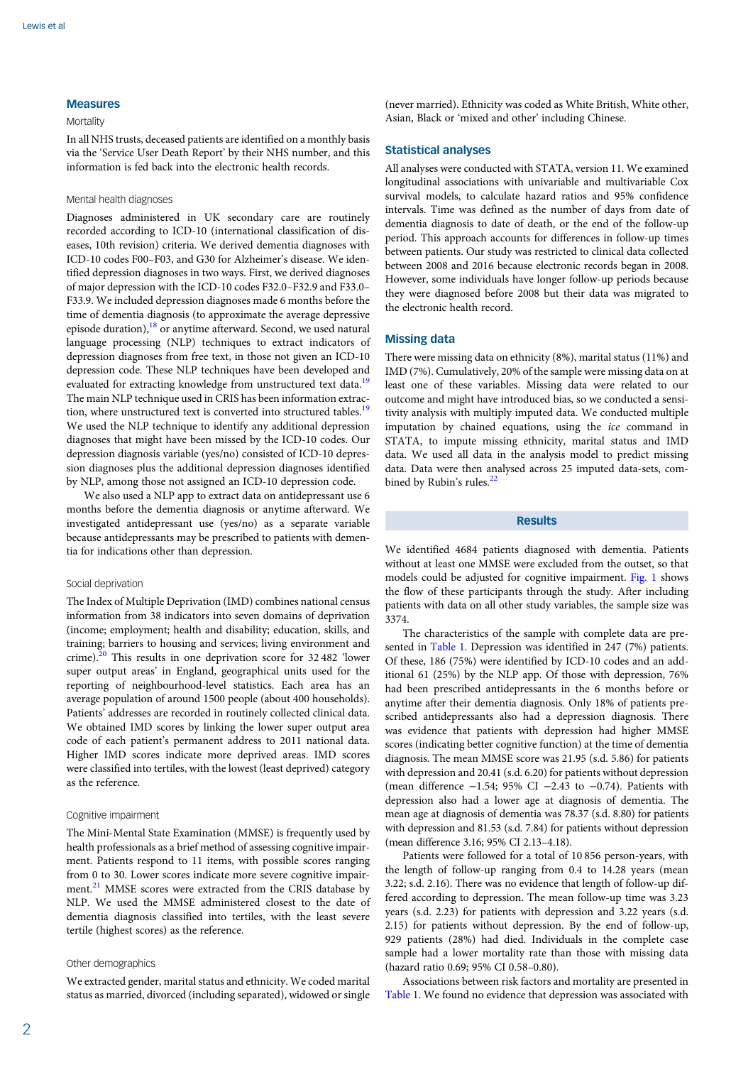## Measures

### Mortality

In all NHS trusts, deceased patients are identified on a monthly basis via the 'Service User Death Report' by their NHS number, and this information is fed back into the electronic health records.

### Mental health diagnoses

Diagnoses administered in UK secondary care are routinely recorded according to ICD-10 (international classification of diseases, 10th revision) criteria. We derived dementia diagnoses with ICD-10 codes F00–F03, and G30 for Alzheimer's disease. We identified depression diagnoses in two ways. First, we derived diagnoses of major depression with the ICD-10 codes F32.0–F32.9 and F33.0–F33.9. We included depression diagnoses made 6 months before the time of dementia diagnosis (to approximate the average depressive episode duration),[18] or anytime afterward. Second, we used natural language processing (NLP) techniques to extract indicators of depression diagnoses from free text, in those not given an ICD-10 depression code. These NLP techniques have been developed and evaluated for extracting knowledge from unstructured text data.[19] The main NLP technique used in CRIS has been information extraction, where unstructured text is converted into structured tables.[19] We used the NLP technique to identify any additional depression diagnoses that might have been missed by the ICD-10 codes. Our depression diagnosis variable (yes/no) consisted of ICD-10 depression diagnoses plus the additional depression diagnoses identified by NLP, among those not assigned an ICD-10 depression code.

We also used a NLP app to extract data on antidepressant use 6 months before the dementia diagnosis or anytime afterward. We investigated antidepressant use (yes/no) as a separate variable because antidepressants may be prescribed to patients with dementia for indications other than depression.

### Social deprivation

The Index of Multiple Deprivation (IMD) combines national census information from 38 indicators into seven domains of deprivation (income; employment; health and disability; education, skills, and training; barriers to housing and services; living environment and crime).[20] This results in one deprivation score for 32 482 'lower super output areas' in England, geographical units used for the reporting of neighbourhood-level statistics. Each area has an average population of around 1500 people (about 400 households). Patients' addresses are recorded in routinely collected clinical data. We obtained IMD scores by linking the lower super output area code of each patient's permanent address to 2011 national data. Higher IMD scores indicate more deprived areas. IMD scores were classified into tertiles, with the lowest (least deprived) category as the reference.

### Cognitive impairment

The Mini-Mental State Examination (MMSE) is frequently used by health professionals as a brief method of assessing cognitive impairment. Patients respond to 11 items, with possible scores ranging from 0 to 30. Lower scores indicate more severe cognitive impairment.[21] MMSE scores were extracted from the CRIS database by NLP. We used the MMSE administered closest to the date of dementia diagnosis classified into tertiles, with the least severe tertile (highest scores) as the reference.

### Other demographics

We extracted gender, marital status and ethnicity. We coded marital status as married, divorced (including separated), widowed or single (never married). Ethnicity was coded as White British, White other, Asian, Black or 'mixed and other' including Chinese.

## Statistical analyses

All analyses were conducted with STATA, version 11. We examined longitudinal associations with univariable and multivariable Cox survival models, to calculate hazard ratios and 95% confidence intervals. Time was defined as the number of days from date of dementia diagnosis to date of death, or the end of the follow-up period. This approach accounts for differences in follow-up times between patients. Our study was restricted to clinical data collected between 2008 and 2016 because electronic records began in 2008. However, some individuals have longer follow-up periods because they were diagnosed before 2008 but their data was migrated to the electronic health record.

## Missing data

There were missing data on ethnicity (8%), marital status (11%) and IMD (7%). Cumulatively, 20% of the sample were missing data on at least one of these variables. Missing data were related to our outcome and might have introduced bias, so we conducted a sensitivity analysis with multiply imputed data. We conducted multiple imputation by chained equations, using the *ice* command in STATA, to impute missing ethnicity, marital status and IMD data. We used all data in the analysis model to predict missing data. Data were then analysed across 25 imputed data-sets, combined by Rubin's rules.[22]

# Results

We identified 4684 patients diagnosed with dementia. Patients without at least one MMSE were excluded from the outset, so that models could be adjusted for cognitive impairment. Fig. 1 shows the flow of these participants through the study. After including patients with data on all other study variables, the sample size was 3374.

The characteristics of the sample with complete data are presented in Table 1. Depression was identified in 247 (7%) patients. Of these, 186 (75%) were identified by ICD-10 codes and an additional 61 (25%) by the NLP app. Of those with depression, 76% had been prescribed antidepressants in the 6 months before or anytime after their dementia diagnosis. Only 18% of patients prescribed antidepressants also had a depression diagnosis. There was evidence that patients with depression had higher MMSE scores (indicating better cognitive function) at the time of dementia diagnosis. The mean MMSE score was 21.95 (s.d. 5.86) for patients with depression and 20.41 (s.d. 6.20) for patients without depression (mean difference −1.54; 95% CI −2.43 to −0.74). Patients with depression also had a lower age at diagnosis of dementia. The mean age at diagnosis of dementia was 78.37 (s.d. 8.80) for patients with depression and 81.53 (s.d. 7.84) for patients without depression (mean difference 3.16; 95% CI 2.13–4.18).

Patients were followed for a total of 10 856 person-years, with the length of follow-up ranging from 0.4 to 14.28 years (mean 3.22; s.d. 2.16). There was no evidence that length of follow-up differed according to depression. The mean follow-up time was 3.23 years (s.d. 2.23) for patients with depression and 3.22 years (s.d. 2.15) for patients without depression. By the end of follow-up, 929 patients (28%) had died. Individuals in the complete case sample had a lower mortality rate than those with missing data (hazard ratio 0.69; 95% CI 0.58–0.80).

Associations between risk factors and mortality are presented in Table 1. We found no evidence that depression was associated with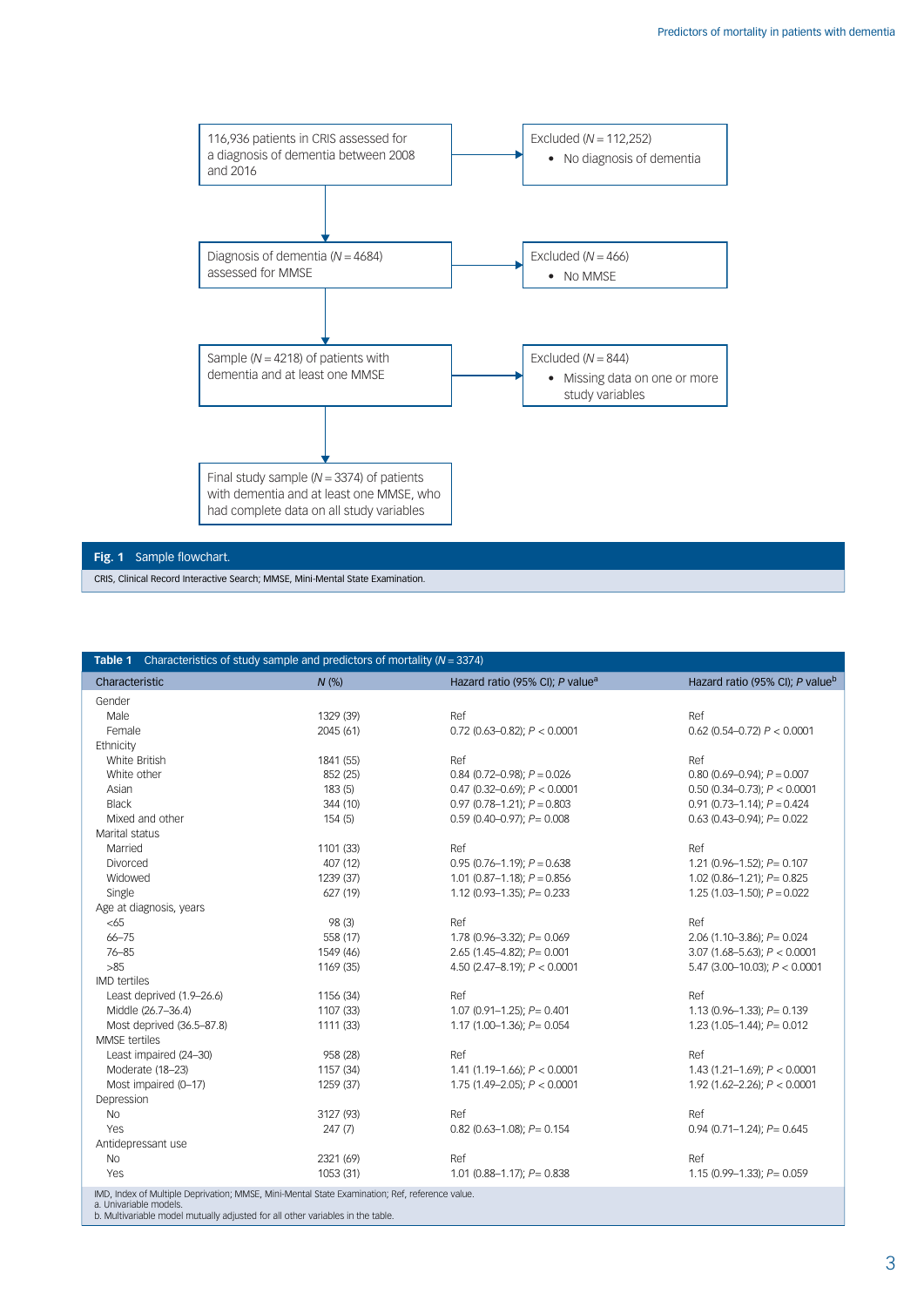116,936 patients in CRIS assessed for a diagnosis of dementia between 2008 and 2016

→ Excluded ($N = 112{,}252$)
- No diagnosis of dementia

Diagnosis of dementia ($N = 4684$) assessed for MMSE

→ Excluded ($N = 466$)
- No MMSE

Sample ($N = 4218$) of patients with dementia and at least one MMSE

→ Excluded ($N = 844$)
- Missing data on one or more study variables

Final study sample ($N = 3374$) of patients with dementia and at least one MMSE, who had complete data on all study variables

**Fig. 1** Sample flowchart.

CRIS, Clinical Record Interactive Search; MMSE, Mini-Mental State Examination.

**Table 1** Characteristics of study sample and predictors of mortality ($N = 3374$)

| Characteristic | *N* (%) | Hazard ratio (95% CI); *P* value[a] | Hazard ratio (95% CI); *P* value[b] |
|---|---|---|---|
| Gender | | | |
| Male | 1329 (39) | Ref | Ref |
| Female | 2045 (61) | 0.72 (0.63–0.82); $P < 0.0001$ | 0.62 (0.54–0.72) $P < 0.0001$ |
| Ethnicity | | | |
| White British | 1841 (55) | Ref | Ref |
| White other | 852 (25) | 0.84 (0.72–0.98); $P = 0.026$ | 0.80 (0.69–0.94); $P = 0.007$ |
| Asian | 183 (5) | 0.47 (0.32–0.69); $P < 0.0001$ | 0.50 (0.34–0.73); $P < 0.0001$ |
| Black | 344 (10) | 0.97 (0.78–1.21); $P = 0.803$ | 0.91 (0.73–1.14); $P = 0.424$ |
| Mixed and other | 154 (5) | 0.59 (0.40–0.97); $P = 0.008$ | 0.63 (0.43–0.94); $P = 0.022$ |
| Marital status | | | |
| Married | 1101 (33) | Ref | Ref |
| Divorced | 407 (12) | 0.95 (0.76–1.19); $P = 0.638$ | 1.21 (0.96–1.52); $P = 0.107$ |
| Widowed | 1239 (37) | 1.01 (0.87–1.18); $P = 0.856$ | 1.02 (0.86–1.21); $P = 0.825$ |
| Single | 627 (19) | 1.12 (0.93–1.35); $P = 0.233$ | 1.25 (1.03–1.50); $P = 0.022$ |
| Age at diagnosis, years | | | |
| <65 | 98 (3) | Ref | Ref |
| 66–75 | 558 (17) | 1.78 (0.96–3.32); $P = 0.069$ | 2.06 (1.10–3.86); $P = 0.024$ |
| 76–85 | 1549 (46) | 2.65 (1.45–4.82); $P = 0.001$ | 3.07 (1.68–5.63); $P < 0.0001$ |
| >85 | 1169 (35) | 4.50 (2.47–8.19); $P < 0.0001$ | 5.47 (3.00–10.03); $P < 0.0001$ |
| IMD tertiles | | | |
| Least deprived (1.9–26.6) | 1156 (34) | Ref | Ref |
| Middle (26.7–36.4) | 1107 (33) | 1.07 (0.91–1.25); $P = 0.401$ | 1.13 (0.96–1.33); $P = 0.139$ |
| Most deprived (36.5–87.8) | 1111 (33) | 1.17 (1.00–1.36); $P = 0.054$ | 1.23 (1.05–1.44); $P = 0.012$ |
| MMSE tertiles | | | |
| Least impaired (24–30) | 958 (28) | Ref | Ref |
| Moderate (18–23) | 1157 (34) | 1.41 (1.19–1.66); $P < 0.0001$ | 1.43 (1.21–1.69); $P < 0.0001$ |
| Most impaired (0–17) | 1259 (37) | 1.75 (1.49–2.05); $P < 0.0001$ | 1.92 (1.62–2.26); $P < 0.0001$ |
| Depression | | | |
| No | 3127 (93) | Ref | Ref |
| Yes | 247 (7) | 0.82 (0.63–1.08); $P = 0.154$ | 0.94 (0.71–1.24); $P = 0.645$ |
| Antidepressant use | | | |
| No | 2321 (69) | Ref | Ref |
| Yes | 1053 (31) | 1.01 (0.88–1.17); $P = 0.838$ | 1.15 (0.99–1.33); $P = 0.059$ |

IMD, Index of Multiple Deprivation; MMSE, Mini-Mental State Examination; Ref, reference value.
a. Univariable models.
b. Multivariable model mutually adjusted for all other variables in the table.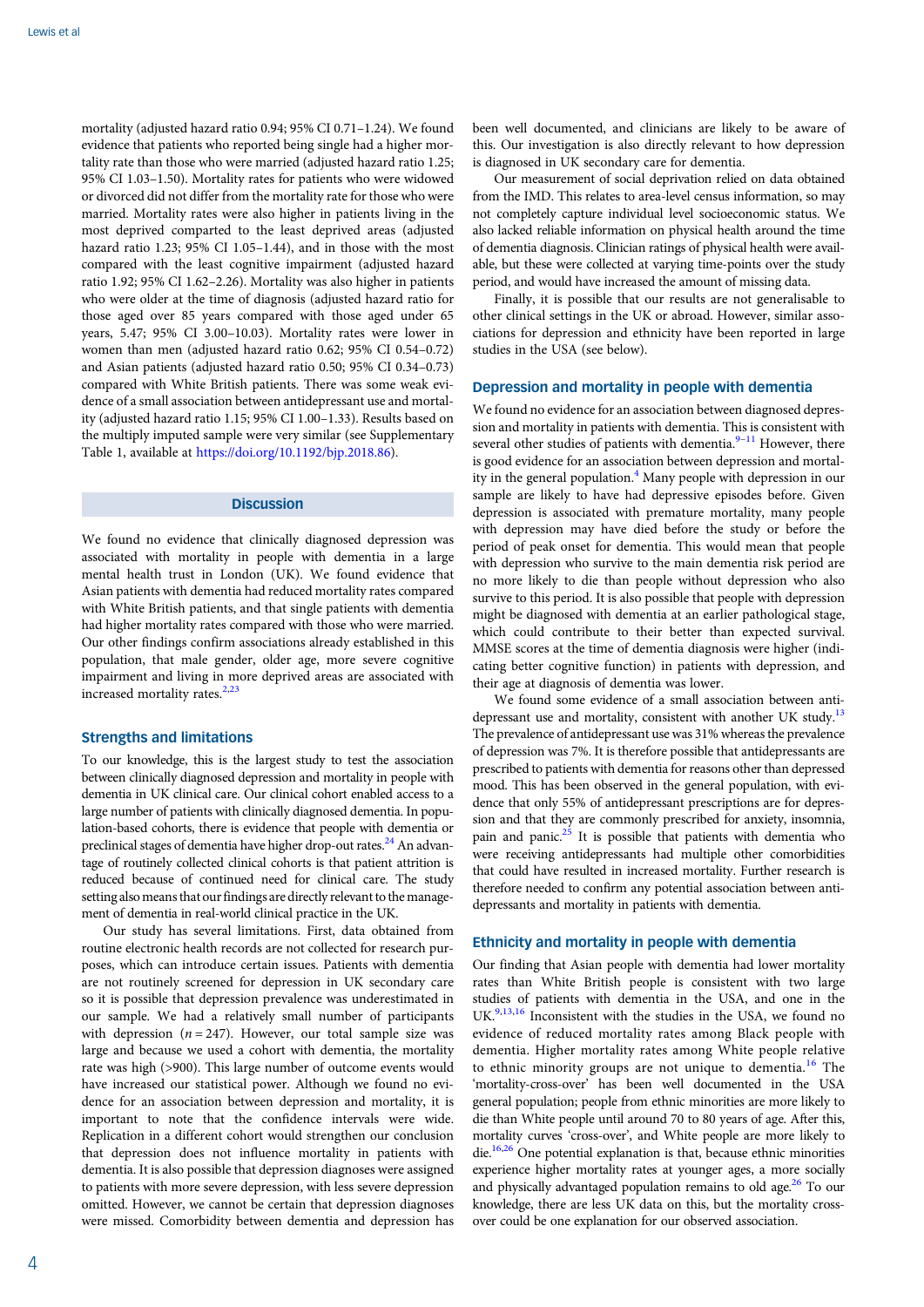mortality (adjusted hazard ratio 0.94; 95% CI 0.71–1.24). We found evidence that patients who reported being single had a higher mortality rate than those who were married (adjusted hazard ratio 1.25; 95% CI 1.03–1.50). Mortality rates for patients who were widowed or divorced did not differ from the mortality rate for those who were married. Mortality rates were also higher in patients living in the most deprived comparted to the least deprived areas (adjusted hazard ratio 1.23; 95% CI 1.05–1.44), and in those with the most compared with the least cognitive impairment (adjusted hazard ratio 1.92; 95% CI 1.62–2.26). Mortality was also higher in patients who were older at the time of diagnosis (adjusted hazard ratio for those aged over 85 years compared with those aged under 65 years, 5.47; 95% CI 3.00–10.03). Mortality rates were lower in women than men (adjusted hazard ratio 0.62; 95% CI 0.54–0.72) and Asian patients (adjusted hazard ratio 0.50; 95% CI 0.34–0.73) compared with White British patients. There was some weak evidence of a small association between antidepressant use and mortality (adjusted hazard ratio 1.15; 95% CI 1.00–1.33). Results based on the multiply imputed sample were very similar (see Supplementary Table 1, available at https://doi.org/10.1192/bjp.2018.86).

## Discussion

We found no evidence that clinically diagnosed depression was associated with mortality in people with dementia in a large mental health trust in London (UK). We found evidence that Asian patients with dementia had reduced mortality rates compared with White British patients, and that single patients with dementia had higher mortality rates compared with those who were married. Our other findings confirm associations already established in this population, that male gender, older age, more severe cognitive impairment and living in more deprived areas are associated with increased mortality rates.[2,23]

### Strengths and limitations

To our knowledge, this is the largest study to test the association between clinically diagnosed depression and mortality in people with dementia in UK clinical care. Our clinical cohort enabled access to a large number of patients with clinically diagnosed dementia. In population-based cohorts, there is evidence that people with dementia or preclinical stages of dementia have higher drop-out rates.[24] An advantage of routinely collected clinical cohorts is that patient attrition is reduced because of continued need for clinical care. The study setting also means that our findings are directly relevant to the management of dementia in real-world clinical practice in the UK.

Our study has several limitations. First, data obtained from routine electronic health records are not collected for research purposes, which can introduce certain issues. Patients with dementia are not routinely screened for depression in UK secondary care so it is possible that depression prevalence was underestimated in our sample. We had a relatively small number of participants with depression ($n = 247$). However, our total sample size was large and because we used a cohort with dementia, the mortality rate was high (>900). This large number of outcome events would have increased our statistical power. Although we found no evidence for an association between depression and mortality, it is important to note that the confidence intervals were wide. Replication in a different cohort would strengthen our conclusion that depression does not influence mortality in patients with dementia. It is also possible that depression diagnoses were assigned to patients with more severe depression, with less severe depression omitted. However, we cannot be certain that depression diagnoses were missed. Comorbidity between dementia and depression has been well documented, and clinicians are likely to be aware of this. Our investigation is also directly relevant to how depression is diagnosed in UK secondary care for dementia.

Our measurement of social deprivation relied on data obtained from the IMD. This relates to area-level census information, so may not completely capture individual level socioeconomic status. We also lacked reliable information on physical health around the time of dementia diagnosis. Clinician ratings of physical health were available, but these were collected at varying time-points over the study period, and would have increased the amount of missing data.

Finally, it is possible that our results are not generalisable to other clinical settings in the UK or abroad. However, similar associations for depression and ethnicity have been reported in large studies in the USA (see below).

### Depression and mortality in people with dementia

We found no evidence for an association between diagnosed depression and mortality in patients with dementia. This is consistent with several other studies of patients with dementia.[9–11] However, there is good evidence for an association between depression and mortality in the general population.[4] Many people with depression in our sample are likely to have had depressive episodes before. Given depression is associated with premature mortality, many people with depression may have died before the study or before the period of peak onset for dementia. This would mean that people with depression who survive to the main dementia risk period are no more likely to die than people without depression who also survive to this period. It is also possible that people with depression might be diagnosed with dementia at an earlier pathological stage, which could contribute to their better than expected survival. MMSE scores at the time of dementia diagnosis were higher (indicating better cognitive function) in patients with depression, and their age at diagnosis of dementia was lower.

We found some evidence of a small association between antidepressant use and mortality, consistent with another UK study.[13] The prevalence of antidepressant use was 31% whereas the prevalence of depression was 7%. It is therefore possible that antidepressants are prescribed to patients with dementia for reasons other than depressed mood. This has been observed in the general population, with evidence that only 55% of antidepressant prescriptions are for depression and that they are commonly prescribed for anxiety, insomnia, pain and panic.[25] It is possible that patients with dementia who were receiving antidepressants had multiple other comorbidities that could have resulted in increased mortality. Further research is therefore needed to confirm any potential association between antidepressants and mortality in patients with dementia.

### Ethnicity and mortality in people with dementia

Our finding that Asian people with dementia had lower mortality rates than White British people is consistent with two large studies of patients with dementia in the USA, and one in the UK.[9,13,16] Inconsistent with the studies in the USA, we found no evidence of reduced mortality rates among Black people with dementia. Higher mortality rates among White people relative to ethnic minority groups are not unique to dementia.[16] The 'mortality-cross-over' has been well documented in the USA general population; people from ethnic minorities are more likely to die than White people until around 70 to 80 years of age. After this, mortality curves 'cross-over', and White people are more likely to die.[16,26] One potential explanation is that, because ethnic minorities experience higher mortality rates at younger ages, a more socially and physically advantaged population remains to old age.[26] To our knowledge, there are less UK data on this, but the mortality cross-over could be one explanation for our observed association.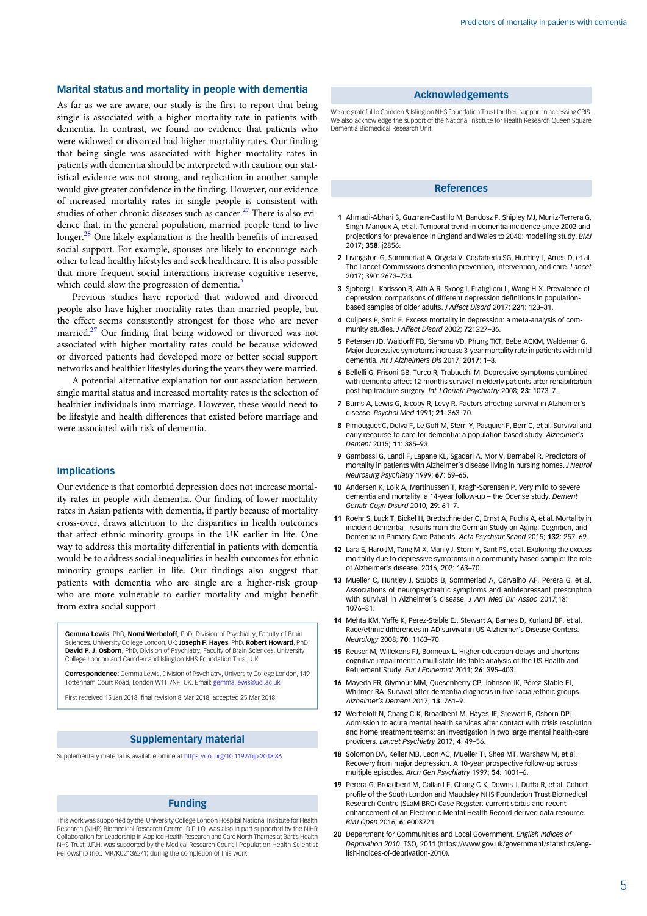## Marital status and mortality in people with dementia

As far as we are aware, our study is the first to report that being single is associated with a higher mortality rate in patients with dementia. In contrast, we found no evidence that patients who were widowed or divorced had higher mortality rates. Our finding that being single was associated with higher mortality rates in patients with dementia should be interpreted with caution; our statistical evidence was not strong, and replication in another sample would give greater confidence in the finding. However, our evidence of increased mortality rates in single people is consistent with studies of other chronic diseases such as cancer.[27] There is also evidence that, in the general population, married people tend to live longer.[28] One likely explanation is the health benefits of increased social support. For example, spouses are likely to encourage each other to lead healthy lifestyles and seek healthcare. It is also possible that more frequent social interactions increase cognitive reserve, which could slow the progression of dementia.[2]

Previous studies have reported that widowed and divorced people also have higher mortality rates than married people, but the effect seems consistently strongest for those who are never married.[27] Our finding that being widowed or divorced was not associated with higher mortality rates could be because widowed or divorced patients had developed more or better social support networks and healthier lifestyles during the years they were married.

A potential alternative explanation for our association between single marital status and increased mortality rates is the selection of healthier individuals into marriage. However, these would need to be lifestyle and health differences that existed before marriage and were associated with risk of dementia.

## Implications

Our evidence is that comorbid depression does not increase mortality rates in people with dementia. Our finding of lower mortality rates in Asian patients with dementia, if partly because of mortality cross-over, draws attention to the disparities in health outcomes that affect ethnic minority groups in the UK earlier in life. One way to address this mortality differential in patients with dementia would be to address social inequalities in health outcomes for ethnic minority groups earlier in life. Our findings also suggest that patients with dementia who are single are a higher-risk group who are more vulnerable to earlier mortality and might benefit from extra social support.

**Gemma Lewis**, PhD, **Nomi Werbeloff**, PhD, Division of Psychiatry, Faculty of Brain Sciences, University College London, UK; **Joseph F. Hayes**, PhD, **Robert Howard**, PhD, **David P. J. Osborn**, PhD, Division of Psychiatry, Faculty of Brain Sciences, University College London and Camden and Islington NHS Foundation Trust, UK

**Correspondence:** Gemma Lewis, Division of Psychiatry, University College London, 149 Tottenham Court Road, London W1T 7NF, UK. Email: gemma.lewis@ucl.ac.uk

First received 15 Jan 2018, final revision 8 Mar 2018, accepted 25 Mar 2018

## Supplementary material

Supplementary material is available online at https://doi.org/10.1192/bjp.2018.86

## Funding

This work was supported by the University College London Hospital National Institute for Health Research (NIHR) Biomedical Research Centre. D.P.J.O. was also in part supported by the NIHR Collaboration for Leadership in Applied Health Research and Care North Thames at Bart's Health NHS Trust. J.F.H. was supported by the Medical Research Council Population Health Scientist Fellowship (no.: MR/K021362/1) during the completion of this work.

## Acknowledgements

We are grateful to Camden & Islington NHS Foundation Trust for their support in accessing CRIS. We also acknowledge the support of the National Institute for Health Research Queen Square Dementia Biomedical Research Unit.

## References

1 Ahmadi-Abhari S, Guzman-Castillo M, Bandosz P, Shipley MJ, Muniz-Terrera G, Singh-Manoux A, et al. Temporal trend in dementia incidence since 2002 and projections for prevalence in England and Wales to 2040: modelling study. *BMJ* 2017; **358**: j2856.

2 Livingston G, Sommerlad A, Orgeta V, Costafreda SG, Huntley J, Ames D, et al. The Lancet Commissions dementia prevention, intervention, and care. *Lancet* 2017; 390: 2673–734.

3 Sjöberg L, Karlsson B, Atti A-R, Skoog I, Fratiglioni L, Wang H-X. Prevalence of depression: comparisons of different depression definitions in population-based samples of older adults. *J Affect Disord* 2017; **221**: 123–31.

4 Cuijpers P, Smit F. Excess mortality in depression: a meta-analysis of community studies. *J Affect Disord* 2002; **72**: 227–36.

5 Petersen JD, Waldorff FB, Siersma VD, Phung TKT, Bebe ACKM, Waldemar G. Major depressive symptoms increase 3-year mortality rate in patients with mild dementia. *Int J Alzheimers Dis* 2017; **2017**: 1–8.

6 Bellelli G, Frisoni GB, Turco R, Trabucchi M. Depressive symptoms combined with dementia affect 12-months survival in elderly patients after rehabilitation post-hip fracture surgery. *Int J Geriatr Psychiatry* 2008; **23**: 1073–7.

7 Burns A, Lewis G, Jacoby R, Levy R. Factors affecting survival in Alzheimer's disease. *Psychol Med* 1991; **21**: 363–70.

8 Pimouguet C, Delva F, Le Goff M, Stern Y, Pasquier F, Berr C, et al. Survival and early recourse to care for dementia: a population based study. *Alzheimer's Dement* 2015; **11**: 385–93.

9 Gambassi G, Landi F, Lapane KL, Sgadari A, Mor V, Bernabei R. Predictors of mortality in patients with Alzheimer's disease living in nursing homes. *J Neurol Neurosurg Psychiatry* 1999; **67**: 59–65.

10 Andersen K, Lolk A, Martinussen T, Kragh-Sørensen P. Very mild to severe dementia and mortality: a 14-year follow-up – the Odense study. *Dement Geriatr Cogn Disord* 2010; **29**: 61–7.

11 Roehr S, Luck T, Bickel H, Brettschneider C, Ernst A, Fuchs A, et al. Mortality in incident dementia - results from the German Study on Aging, Cognition, and Dementia in Primary Care Patients. *Acta Psychiatr Scand* 2015; **132**: 257–69.

12 Lara E, Haro JM, Tang M-X, Manly J, Stern Y, Sant PS, et al. Exploring the excess mortality due to depressive symptoms in a community-based sample: the role of Alzheimer's disease. 2016; 202: 163–70.

13 Mueller C, Huntley J, Stubbs B, Sommerlad A, Carvalho AF, Perera G, et al. Associations of neuropsychiatric symptoms and antidepressant prescription with survival in Alzheimer's disease. *J Am Med Dir Assoc* 2017;18: 1076–81.

14 Mehta KM, Yaffe K, Perez-Stable EJ, Stewart A, Barnes D, Kurland BF, et al. Race/ethnic differences in AD survival in US Alzheimer's Disease Centers. *Neurology* 2008; **70**: 1163–70.

15 Reuser M, Willekens FJ, Bonneux L. Higher education delays and shortens cognitive impairment: a multistate life table analysis of the US Health and Retirement Study. *Eur J Epidemiol* 2011; **26**: 395–403.

16 Mayeda ER, Glymour MM, Quesenberry CP, Johnson JK, Pérez-Stable EJ, Whitmer RA. Survival after dementia diagnosis in five racial/ethnic groups. *Alzheimer's Dement* 2017; **13**: 761–9.

17 Werbeloff N, Chang C-K, Broadbent M, Hayes JF, Stewart R, Osborn DPJ. Admission to acute mental health services after contact with crisis resolution and home treatment teams: an investigation in two large mental health-care providers. *Lancet Psychiatry* 2017; **4**: 49–56.

18 Solomon DA, Keller MB, Leon AC, Mueller TI, Shea MT, Warshaw M, et al. Recovery from major depression. A 10-year prospective follow-up across multiple episodes. *Arch Gen Psychiatry* 1997; **54**: 1001–6.

19 Perera G, Broadbent M, Callard F, Chang C-K, Downs J, Dutta R, et al. Cohort profile of the South London and Maudsley NHS Foundation Trust Biomedical Research Centre (SLaM BRC) Case Register: current status and recent enhancement of an Electronic Mental Health Record-derived data resource. *BMJ Open* 2016; **6**: e008721.

20 Department for Communities and Local Government. *English Indices of Deprivation 2010*. TSO, 2011 (https://www.gov.uk/government/statistics/english-indices-of-deprivation-2010).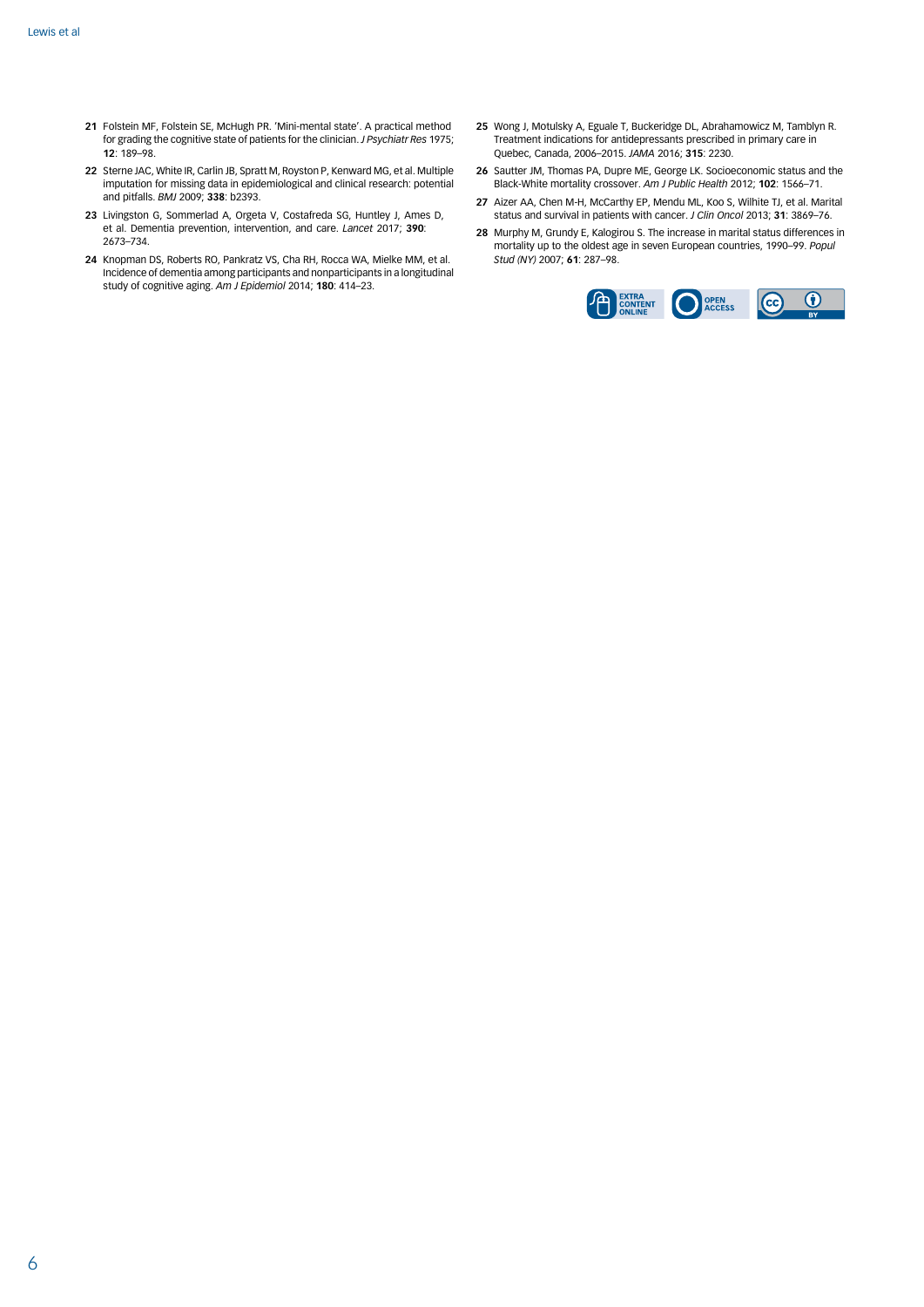**21** Folstein MF, Folstein SE, McHugh PR. 'Mini-mental state'. A practical method for grading the cognitive state of patients for the clinician. *J Psychiatr Res* 1975; **12**: 189–98.

**22** Sterne JAC, White IR, Carlin JB, Spratt M, Royston P, Kenward MG, et al. Multiple imputation for missing data in epidemiological and clinical research: potential and pitfalls. *BMJ* 2009; **338**: b2393.

**23** Livingston G, Sommerlad A, Orgeta V, Costafreda SG, Huntley J, Ames D, et al. Dementia prevention, intervention, and care. *Lancet* 2017; **390**: 2673–734.

**24** Knopman DS, Roberts RO, Pankratz VS, Cha RH, Rocca WA, Mielke MM, et al. Incidence of dementia among participants and nonparticipants in a longitudinal study of cognitive aging. *Am J Epidemiol* 2014; **180**: 414–23.

**25** Wong J, Motulsky A, Eguale T, Buckeridge DL, Abrahamowicz M, Tamblyn R. Treatment indications for antidepressants prescribed in primary care in Quebec, Canada, 2006–2015. *JAMA* 2016; **315**: 2230.

**26** Sautter JM, Thomas PA, Dupre ME, George LK. Socioeconomic status and the Black-White mortality crossover. *Am J Public Health* 2012; **102**: 1566–71.

**27** Aizer AA, Chen M-H, McCarthy EP, Mendu ML, Koo S, Wilhite TJ, et al. Marital status and survival in patients with cancer. *J Clin Oncol* 2013; **31**: 3869–76.

**28** Murphy M, Grundy E, Kalogirou S. The increase in marital status differences in mortality up to the oldest age in seven European countries, 1990–99. *Popul Stud (NY)* 2007; **61**: 287–98.